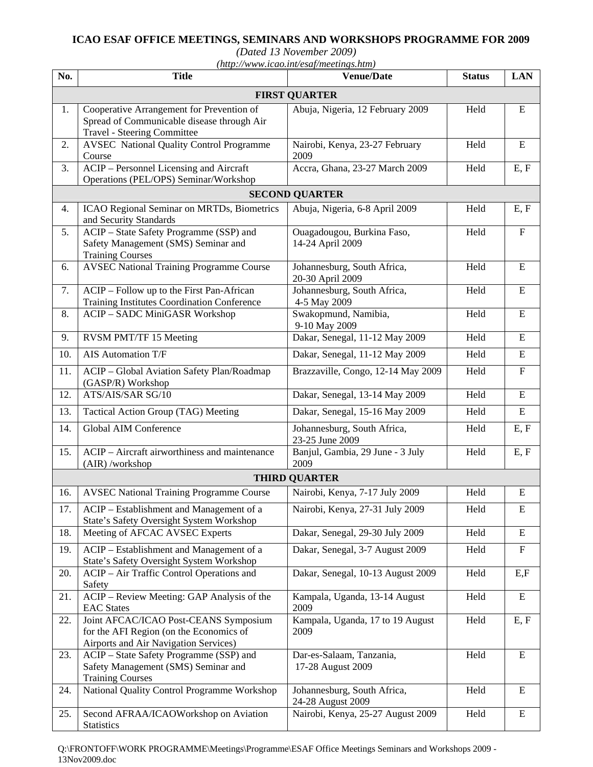# ICAO ESAF OFFICE MEETINGS, SEMINARS AND WORKSHOPS PROGRAMME FOR 2009

*(Dated 13 November 2009)*

*(http://www.icao.int/esaf/meetings.htm)*

| No. | Title | Venue/Date | Status | LAN |
|---|---|---|---|---|
| **FIRST QUARTER** | | | | |
| 1. | Cooperative Arrangement for Prevention of Spread of Communicable disease through Air Travel - Steering Committee | Abuja, Nigeria, 12 February 2009 | Held | E |
| 2. | AVSEC National Quality Control Programme Course | Nairobi, Kenya, 23-27 February 2009 | Held | E |
| 3. | ACIP – Personnel Licensing and Aircraft Operations (PEL/OPS) Seminar/Workshop | Accra, Ghana, 23-27 March 2009 | Held | E, F |
| **SECOND QUARTER** | | | | |
| 4. | ICAO Regional Seminar on MRTDs, Biometrics and Security Standards | Abuja, Nigeria, 6-8 April 2009 | Held | E, F |
| 5. | ACIP – State Safety Programme (SSP) and Safety Management (SMS) Seminar and Training Courses | Ouagadougou, Burkina Faso, 14-24 April 2009 | Held | F |
| 6. | AVSEC National Training Programme Course | Johannesburg, South Africa, 20-30 April 2009 | Held | E |
| 7. | ACIP – Follow up to the First Pan-African Training Institutes Coordination Conference | Johannesburg, South Africa, 4-5 May 2009 | Held | E |
| 8. | ACIP – SADC MiniGASR Workshop | Swakopmund, Namibia, 9-10 May 2009 | Held | E |
| 9. | RVSM PMT/TF 15 Meeting | Dakar, Senegal, 11-12 May 2009 | Held | E |
| 10. | AIS Automation T/F | Dakar, Senegal, 11-12 May 2009 | Held | E |
| 11. | ACIP – Global Aviation Safety Plan/Roadmap (GASP/R) Workshop | Brazzaville, Congo, 12-14 May 2009 | Held | F |
| 12. | ATS/AIS/SAR SG/10 | Dakar, Senegal, 13-14 May 2009 | Held | E |
| 13. | Tactical Action Group (TAG) Meeting | Dakar, Senegal, 15-16 May 2009 | Held | E |
| 14. | Global AIM Conference | Johannesburg, South Africa, 23-25 June 2009 | Held | E, F |
| 15. | ACIP – Aircraft airworthiness and maintenance (AIR) /workshop | Banjul, Gambia, 29 June - 3 July 2009 | Held | E, F |
| **THIRD QUARTER** | | | | |
| 16. | AVSEC National Training Programme Course | Nairobi, Kenya, 7-17 July 2009 | Held | E |
| 17. | ACIP – Establishment and Management of a State's Safety Oversight System Workshop | Nairobi, Kenya, 27-31 July 2009 | Held | E |
| 18. | Meeting of AFCAC AVSEC Experts | Dakar, Senegal, 29-30 July 2009 | Held | E |
| 19. | ACIP – Establishment and Management of a State's Safety Oversight System Workshop | Dakar, Senegal, 3-7 August 2009 | Held | F |
| 20. | ACIP – Air Traffic Control Operations and Safety | Dakar, Senegal, 10-13 August 2009 | Held | E,F |
| 21. | ACIP – Review Meeting: GAP Analysis of the EAC States | Kampala, Uganda, 13-14 August 2009 | Held | E |
| 22. | Joint AFCAC/ICAO Post-CEANS Symposium for the AFI Region (on the Economics of Airports and Air Navigation Services) | Kampala, Uganda, 17 to 19 August 2009 | Held | E, F |
| 23. | ACIP – State Safety Programme (SSP) and Safety Management (SMS) Seminar and Training Courses | Dar-es-Salaam, Tanzania, 17-28 August 2009 | Held | E |
| 24. | National Quality Control Programme Workshop | Johannesburg, South Africa, 24-28 August 2009 | Held | E |
| 25. | Second AFRAA/ICAOWorkshop on Aviation Statistics | Nairobi, Kenya, 25-27 August 2009 | Held | E |

Q:\FRONTOFF\WORK PROGRAMME\Meetings\Programme\ESAF Office Meetings Seminars and Workshops 2009 - 13Nov2009.doc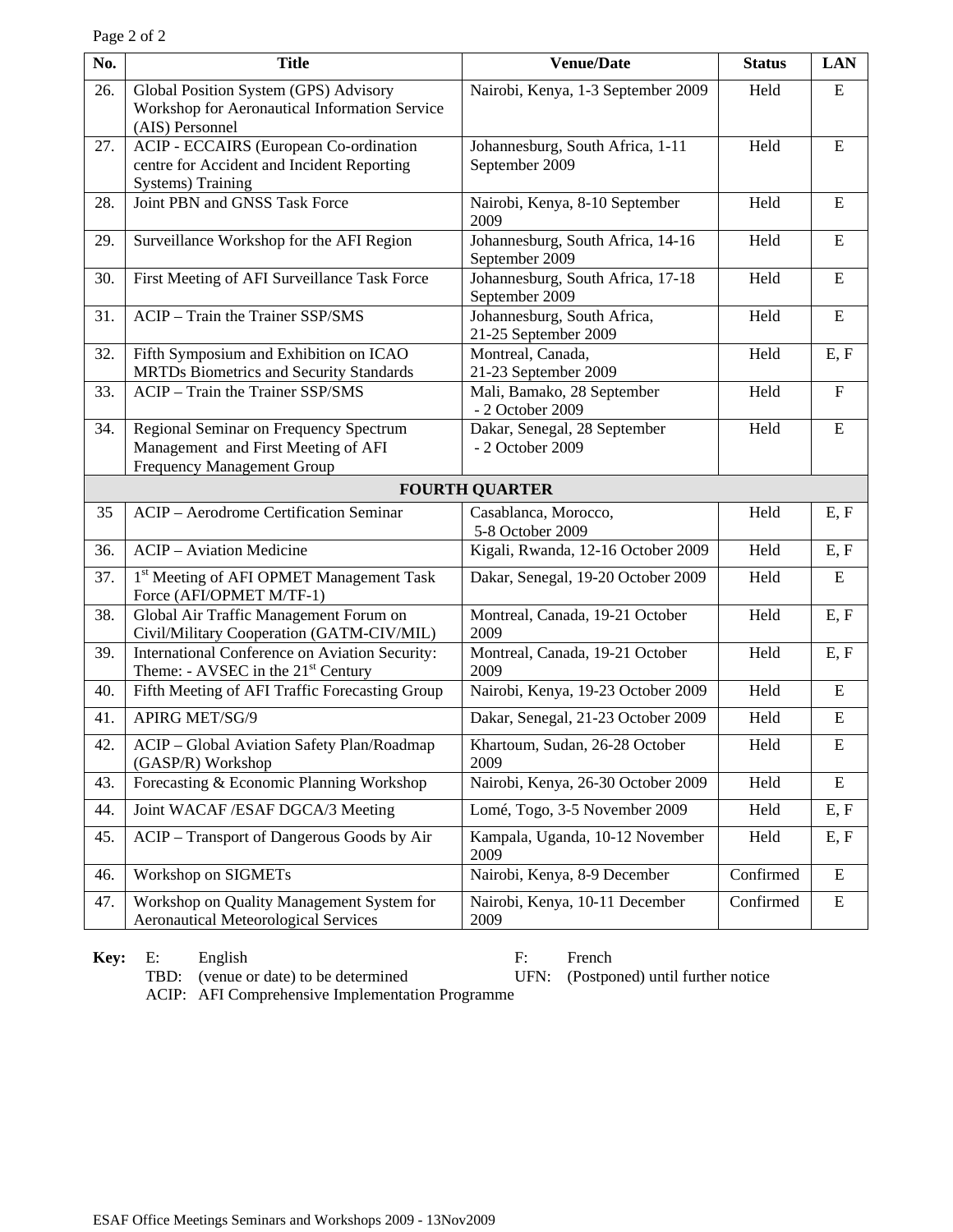| No. | Title | Venue/Date | Status | LAN |
|---|---|---|---|---|
| 26. | Global Position System (GPS) Advisory Workshop for Aeronautical Information Service (AIS) Personnel | Nairobi, Kenya, 1-3 September 2009 | Held | E |
| 27. | ACIP - ECCAIRS (European Co-ordination centre for Accident and Incident Reporting Systems) Training | Johannesburg, South Africa, 1-11 September 2009 | Held | E |
| 28. | Joint PBN and GNSS Task Force | Nairobi, Kenya, 8-10 September 2009 | Held | E |
| 29. | Surveillance Workshop for the AFI Region | Johannesburg, South Africa, 14-16 September 2009 | Held | E |
| 30. | First Meeting of AFI Surveillance Task Force | Johannesburg, South Africa, 17-18 September 2009 | Held | E |
| 31. | ACIP – Train the Trainer SSP/SMS | Johannesburg, South Africa, 21-25 September 2009 | Held | E |
| 32. | Fifth Symposium and Exhibition on ICAO MRTDs Biometrics and Security Standards | Montreal, Canada, 21-23 September 2009 | Held | E, F |
| 33. | ACIP – Train the Trainer SSP/SMS | Mali, Bamako, 28 September - 2 October 2009 | Held | F |
| 34. | Regional Seminar on Frequency Spectrum Management and First Meeting of AFI Frequency Management Group | Dakar, Senegal, 28 September - 2 October 2009 | Held | E |
| **FOURTH QUARTER** | | | | |
| 35 | ACIP – Aerodrome Certification Seminar | Casablanca, Morocco, 5-8 October 2009 | Held | E, F |
| 36. | ACIP – Aviation Medicine | Kigali, Rwanda, 12-16 October 2009 | Held | E, F |
| 37. | 1st Meeting of AFI OPMET Management Task Force (AFI/OPMET M/TF-1) | Dakar, Senegal, 19-20 October 2009 | Held | E |
| 38. | Global Air Traffic Management Forum on Civil/Military Cooperation (GATM-CIV/MIL) | Montreal, Canada, 19-21 October 2009 | Held | E, F |
| 39. | International Conference on Aviation Security: Theme: - AVSEC in the 21st Century | Montreal, Canada, 19-21 October 2009 | Held | E, F |
| 40. | Fifth Meeting of AFI Traffic Forecasting Group | Nairobi, Kenya, 19-23 October 2009 | Held | E |
| 41. | APIRG MET/SG/9 | Dakar, Senegal, 21-23 October 2009 | Held | E |
| 42. | ACIP – Global Aviation Safety Plan/Roadmap (GASP/R) Workshop | Khartoum, Sudan, 26-28 October 2009 | Held | E |
| 43. | Forecasting & Economic Planning Workshop | Nairobi, Kenya, 26-30 October 2009 | Held | E |
| 44. | Joint WACAF /ESAF DGCA/3 Meeting | Lomé, Togo, 3-5 November 2009 | Held | E, F |
| 45. | ACIP – Transport of Dangerous Goods by Air | Kampala, Uganda, 10-12 November 2009 | Held | E, F |
| 46. | Workshop on SIGMETs | Nairobi, Kenya, 8-9 December | Confirmed | E |
| 47. | Workshop on Quality Management System for Aeronautical Meteorological Services | Nairobi, Kenya, 10-11 December 2009 | Confirmed | E |

**Key:**
E: English — F: French
TBD: (venue or date) to be determined — UFN: (Postponed) until further notice
ACIP: AFI Comprehensive Implementation Programme